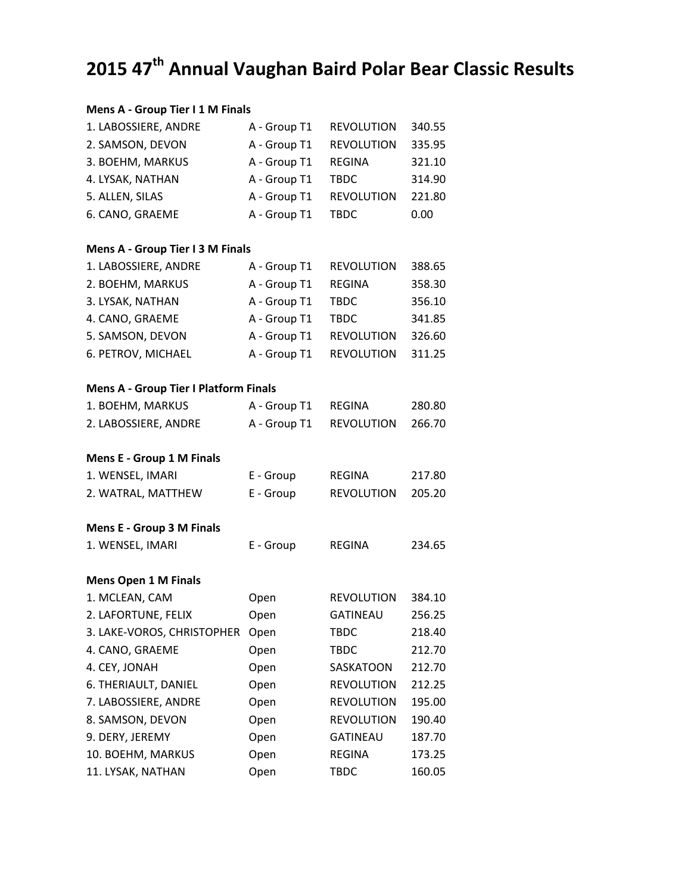# 2015 47th Annual Vaughan Baird Polar Bear Classic Results

**Mens A - Group Tier I 1 M Finals**

| | | | |
|---|---|---|---|
| 1. LABOSSIERE, ANDRE | A - Group T1 | REVOLUTION | 340.55 |
| 2. SAMSON, DEVON | A - Group T1 | REVOLUTION | 335.95 |
| 3. BOEHM, MARKUS | A - Group T1 | REGINA | 321.10 |
| 4. LYSAK, NATHAN | A - Group T1 | TBDC | 314.90 |
| 5. ALLEN, SILAS | A - Group T1 | REVOLUTION | 221.80 |
| 6. CANO, GRAEME | A - Group T1 | TBDC | 0.00 |

**Mens A - Group Tier I 3 M Finals**

| | | | |
|---|---|---|---|
| 1. LABOSSIERE, ANDRE | A - Group T1 | REVOLUTION | 388.65 |
| 2. BOEHM, MARKUS | A - Group T1 | REGINA | 358.30 |
| 3. LYSAK, NATHAN | A - Group T1 | TBDC | 356.10 |
| 4. CANO, GRAEME | A - Group T1 | TBDC | 341.85 |
| 5. SAMSON, DEVON | A - Group T1 | REVOLUTION | 326.60 |
| 6. PETROV, MICHAEL | A - Group T1 | REVOLUTION | 311.25 |

**Mens A - Group Tier I Platform Finals**

| | | | |
|---|---|---|---|
| 1. BOEHM, MARKUS | A - Group T1 | REGINA | 280.80 |
| 2. LABOSSIERE, ANDRE | A - Group T1 | REVOLUTION | 266.70 |

**Mens E - Group 1 M Finals**

| | | | |
|---|---|---|---|
| 1. WENSEL, IMARI | E - Group | REGINA | 217.80 |
| 2. WATRAL, MATTHEW | E - Group | REVOLUTION | 205.20 |

**Mens E - Group 3 M Finals**

| | | | |
|---|---|---|---|
| 1. WENSEL, IMARI | E - Group | REGINA | 234.65 |

**Mens Open 1 M Finals**

| | | | |
|---|---|---|---|
| 1. MCLEAN, CAM | Open | REVOLUTION | 384.10 |
| 2. LAFORTUNE, FELIX | Open | GATINEAU | 256.25 |
| 3. LAKE-VOROS, CHRISTOPHER | Open | TBDC | 218.40 |
| 4. CANO, GRAEME | Open | TBDC | 212.70 |
| 4. CEY, JONAH | Open | SASKATOON | 212.70 |
| 6. THERIAULT, DANIEL | Open | REVOLUTION | 212.25 |
| 7. LABOSSIERE, ANDRE | Open | REVOLUTION | 195.00 |
| 8. SAMSON, DEVON | Open | REVOLUTION | 190.40 |
| 9. DERY, JEREMY | Open | GATINEAU | 187.70 |
| 10. BOEHM, MARKUS | Open | REGINA | 173.25 |
| 11. LYSAK, NATHAN | Open | TBDC | 160.05 |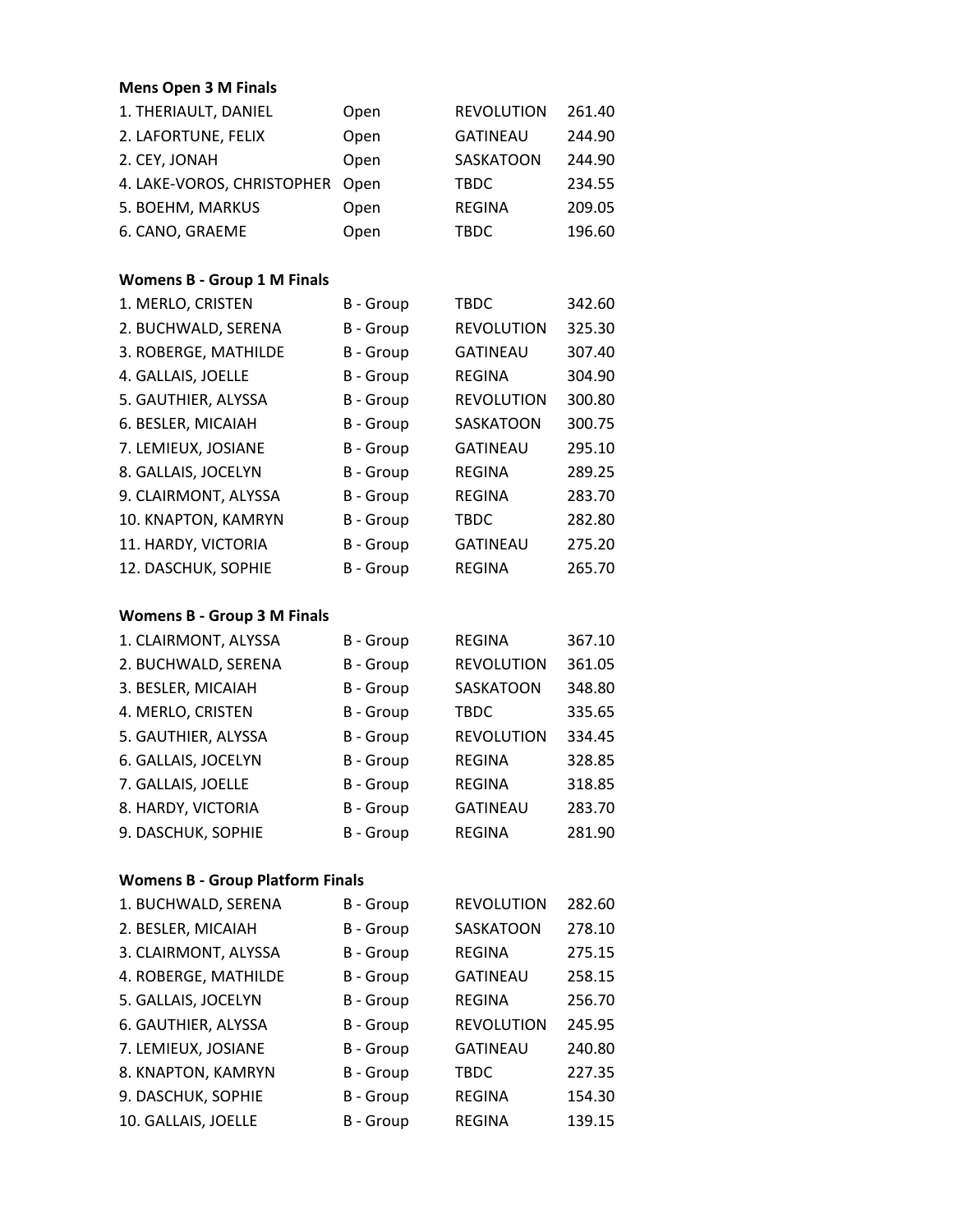**Mens Open 3 M Finals**

| | | | |
|---|---|---|---|
| 1. THERIAULT, DANIEL | Open | REVOLUTION | 261.40 |
| 2. LAFORTUNE, FELIX | Open | GATINEAU | 244.90 |
| 2. CEY, JONAH | Open | SASKATOON | 244.90 |
| 4. LAKE-VOROS, CHRISTOPHER | Open | TBDC | 234.55 |
| 5. BOEHM, MARKUS | Open | REGINA | 209.05 |
| 6. CANO, GRAEME | Open | TBDC | 196.60 |

**Womens B - Group 1 M Finals**

| | | | |
|---|---|---|---|
| 1. MERLO, CRISTEN | B - Group | TBDC | 342.60 |
| 2. BUCHWALD, SERENA | B - Group | REVOLUTION | 325.30 |
| 3. ROBERGE, MATHILDE | B - Group | GATINEAU | 307.40 |
| 4. GALLAIS, JOELLE | B - Group | REGINA | 304.90 |
| 5. GAUTHIER, ALYSSA | B - Group | REVOLUTION | 300.80 |
| 6. BESLER, MICAIAH | B - Group | SASKATOON | 300.75 |
| 7. LEMIEUX, JOSIANE | B - Group | GATINEAU | 295.10 |
| 8. GALLAIS, JOCELYN | B - Group | REGINA | 289.25 |
| 9. CLAIRMONT, ALYSSA | B - Group | REGINA | 283.70 |
| 10. KNAPTON, KAMRYN | B - Group | TBDC | 282.80 |
| 11. HARDY, VICTORIA | B - Group | GATINEAU | 275.20 |
| 12. DASCHUK, SOPHIE | B - Group | REGINA | 265.70 |

**Womens B - Group 3 M Finals**

| | | | |
|---|---|---|---|
| 1. CLAIRMONT, ALYSSA | B - Group | REGINA | 367.10 |
| 2. BUCHWALD, SERENA | B - Group | REVOLUTION | 361.05 |
| 3. BESLER, MICAIAH | B - Group | SASKATOON | 348.80 |
| 4. MERLO, CRISTEN | B - Group | TBDC | 335.65 |
| 5. GAUTHIER, ALYSSA | B - Group | REVOLUTION | 334.45 |
| 6. GALLAIS, JOCELYN | B - Group | REGINA | 328.85 |
| 7. GALLAIS, JOELLE | B - Group | REGINA | 318.85 |
| 8. HARDY, VICTORIA | B - Group | GATINEAU | 283.70 |
| 9. DASCHUK, SOPHIE | B - Group | REGINA | 281.90 |

**Womens B - Group Platform Finals**

| | | | |
|---|---|---|---|
| 1. BUCHWALD, SERENA | B - Group | REVOLUTION | 282.60 |
| 2. BESLER, MICAIAH | B - Group | SASKATOON | 278.10 |
| 3. CLAIRMONT, ALYSSA | B - Group | REGINA | 275.15 |
| 4. ROBERGE, MATHILDE | B - Group | GATINEAU | 258.15 |
| 5. GALLAIS, JOCELYN | B - Group | REGINA | 256.70 |
| 6. GAUTHIER, ALYSSA | B - Group | REVOLUTION | 245.95 |
| 7. LEMIEUX, JOSIANE | B - Group | GATINEAU | 240.80 |
| 8. KNAPTON, KAMRYN | B - Group | TBDC | 227.35 |
| 9. DASCHUK, SOPHIE | B - Group | REGINA | 154.30 |
| 10. GALLAIS, JOELLE | B - Group | REGINA | 139.15 |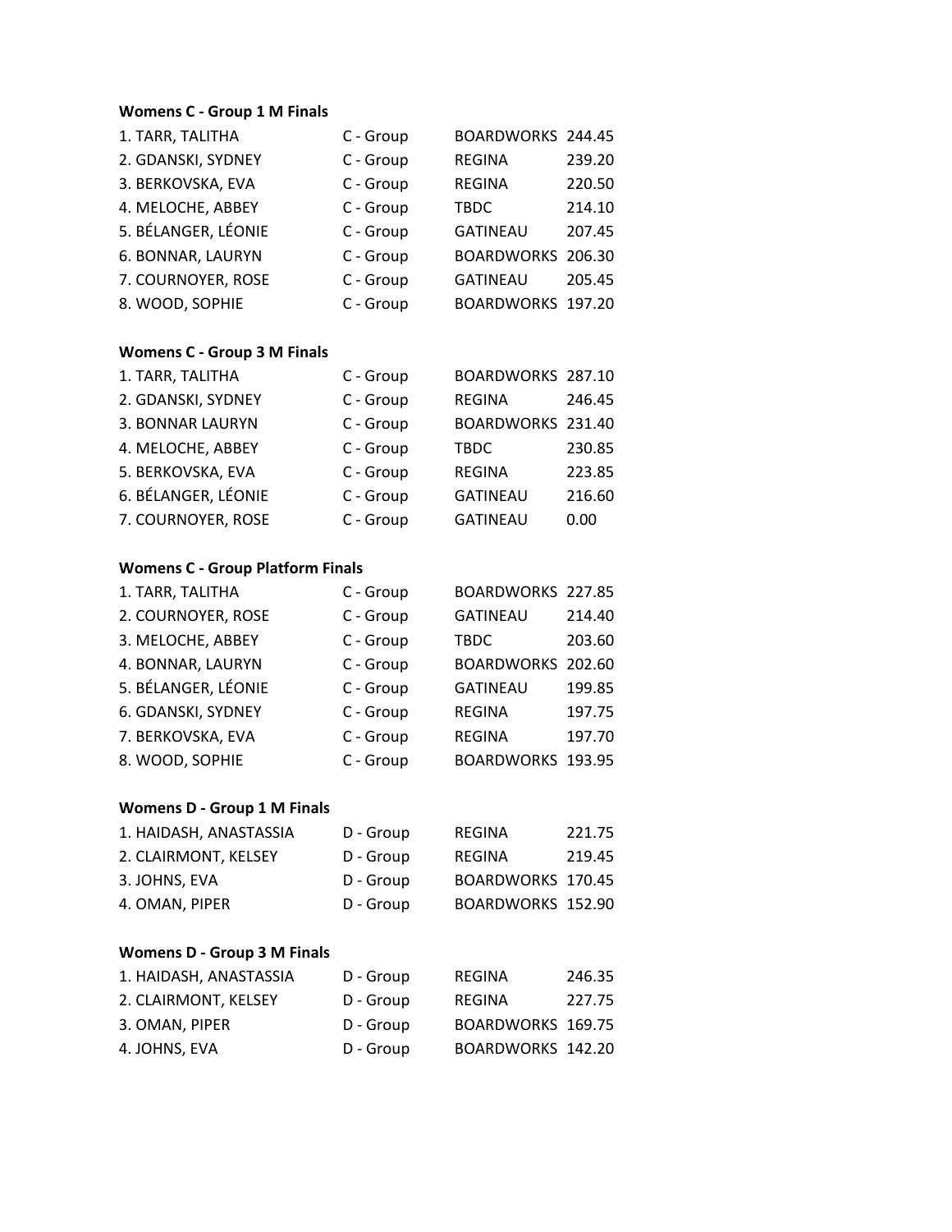**Womens C - Group 1 M Finals**

| | | | |
|---|---|---|---|
| 1. TARR, TALITHA | C - Group | BOARDWORKS | 244.45 |
| 2. GDANSKI, SYDNEY | C - Group | REGINA | 239.20 |
| 3. BERKOVSKA, EVA | C - Group | REGINA | 220.50 |
| 4. MELOCHE, ABBEY | C - Group | TBDC | 214.10 |
| 5. BÉLANGER, LÉONIE | C - Group | GATINEAU | 207.45 |
| 6. BONNAR, LAURYN | C - Group | BOARDWORKS | 206.30 |
| 7. COURNOYER, ROSE | C - Group | GATINEAU | 205.45 |
| 8. WOOD, SOPHIE | C - Group | BOARDWORKS | 197.20 |

**Womens C - Group 3 M Finals**

| | | | |
|---|---|---|---|
| 1. TARR, TALITHA | C - Group | BOARDWORKS | 287.10 |
| 2. GDANSKI, SYDNEY | C - Group | REGINA | 246.45 |
| 3. BONNAR LAURYN | C - Group | BOARDWORKS | 231.40 |
| 4. MELOCHE, ABBEY | C - Group | TBDC | 230.85 |
| 5. BERKOVSKA, EVA | C - Group | REGINA | 223.85 |
| 6. BÉLANGER, LÉONIE | C - Group | GATINEAU | 216.60 |
| 7. COURNOYER, ROSE | C - Group | GATINEAU | 0.00 |

**Womens C - Group Platform Finals**

| | | | |
|---|---|---|---|
| 1. TARR, TALITHA | C - Group | BOARDWORKS | 227.85 |
| 2. COURNOYER, ROSE | C - Group | GATINEAU | 214.40 |
| 3. MELOCHE, ABBEY | C - Group | TBDC | 203.60 |
| 4. BONNAR, LAURYN | C - Group | BOARDWORKS | 202.60 |
| 5. BÉLANGER, LÉONIE | C - Group | GATINEAU | 199.85 |
| 6. GDANSKI, SYDNEY | C - Group | REGINA | 197.75 |
| 7. BERKOVSKA, EVA | C - Group | REGINA | 197.70 |
| 8. WOOD, SOPHIE | C - Group | BOARDWORKS | 193.95 |

**Womens D - Group 1 M Finals**

| | | | |
|---|---|---|---|
| 1. HAIDASH, ANASTASSIA | D - Group | REGINA | 221.75 |
| 2. CLAIRMONT, KELSEY | D - Group | REGINA | 219.45 |
| 3. JOHNS, EVA | D - Group | BOARDWORKS | 170.45 |
| 4. OMAN, PIPER | D - Group | BOARDWORKS | 152.90 |

**Womens D - Group 3 M Finals**

| | | | |
|---|---|---|---|
| 1. HAIDASH, ANASTASSIA | D - Group | REGINA | 246.35 |
| 2. CLAIRMONT, KELSEY | D - Group | REGINA | 227.75 |
| 3. OMAN, PIPER | D - Group | BOARDWORKS | 169.75 |
| 4. JOHNS, EVA | D - Group | BOARDWORKS | 142.20 |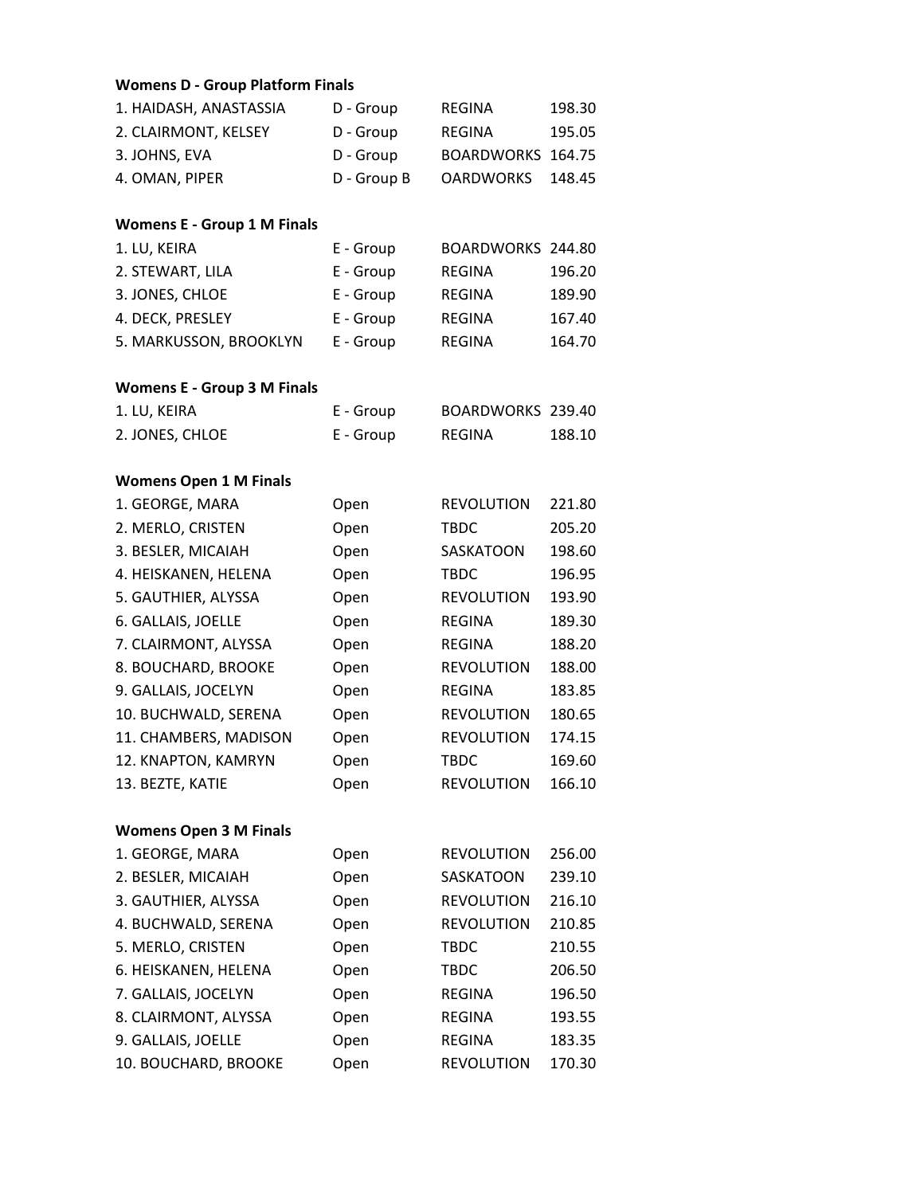**Womens D - Group Platform Finals**

| | | | |
|---|---|---|---|
| 1. HAIDASH, ANASTASSIA | D - Group | REGINA | 198.30 |
| 2. CLAIRMONT, KELSEY | D - Group | REGINA | 195.05 |
| 3. JOHNS, EVA | D - Group | BOARDWORKS | 164.75 |
| 4. OMAN, PIPER | D - Group B | OARDWORKS | 148.45 |

**Womens E - Group 1 M Finals**

| | | | |
|---|---|---|---|
| 1. LU, KEIRA | E - Group | BOARDWORKS | 244.80 |
| 2. STEWART, LILA | E - Group | REGINA | 196.20 |
| 3. JONES, CHLOE | E - Group | REGINA | 189.90 |
| 4. DECK, PRESLEY | E - Group | REGINA | 167.40 |
| 5. MARKUSSON, BROOKLYN | E - Group | REGINA | 164.70 |

**Womens E - Group 3 M Finals**

| | | | |
|---|---|---|---|
| 1. LU, KEIRA | E - Group | BOARDWORKS | 239.40 |
| 2. JONES, CHLOE | E - Group | REGINA | 188.10 |

**Womens Open 1 M Finals**

| | | | |
|---|---|---|---|
| 1. GEORGE, MARA | Open | REVOLUTION | 221.80 |
| 2. MERLO, CRISTEN | Open | TBDC | 205.20 |
| 3. BESLER, MICAIAH | Open | SASKATOON | 198.60 |
| 4. HEISKANEN, HELENA | Open | TBDC | 196.95 |
| 5. GAUTHIER, ALYSSA | Open | REVOLUTION | 193.90 |
| 6. GALLAIS, JOELLE | Open | REGINA | 189.30 |
| 7. CLAIRMONT, ALYSSA | Open | REGINA | 188.20 |
| 8. BOUCHARD, BROOKE | Open | REVOLUTION | 188.00 |
| 9. GALLAIS, JOCELYN | Open | REGINA | 183.85 |
| 10. BUCHWALD, SERENA | Open | REVOLUTION | 180.65 |
| 11. CHAMBERS, MADISON | Open | REVOLUTION | 174.15 |
| 12. KNAPTON, KAMRYN | Open | TBDC | 169.60 |
| 13. BEZTE, KATIE | Open | REVOLUTION | 166.10 |

**Womens Open 3 M Finals**

| | | | |
|---|---|---|---|
| 1. GEORGE, MARA | Open | REVOLUTION | 256.00 |
| 2. BESLER, MICAIAH | Open | SASKATOON | 239.10 |
| 3. GAUTHIER, ALYSSA | Open | REVOLUTION | 216.10 |
| 4. BUCHWALD, SERENA | Open | REVOLUTION | 210.85 |
| 5. MERLO, CRISTEN | Open | TBDC | 210.55 |
| 6. HEISKANEN, HELENA | Open | TBDC | 206.50 |
| 7. GALLAIS, JOCELYN | Open | REGINA | 196.50 |
| 8. CLAIRMONT, ALYSSA | Open | REGINA | 193.55 |
| 9. GALLAIS, JOELLE | Open | REGINA | 183.35 |
| 10. BOUCHARD, BROOKE | Open | REVOLUTION | 170.30 |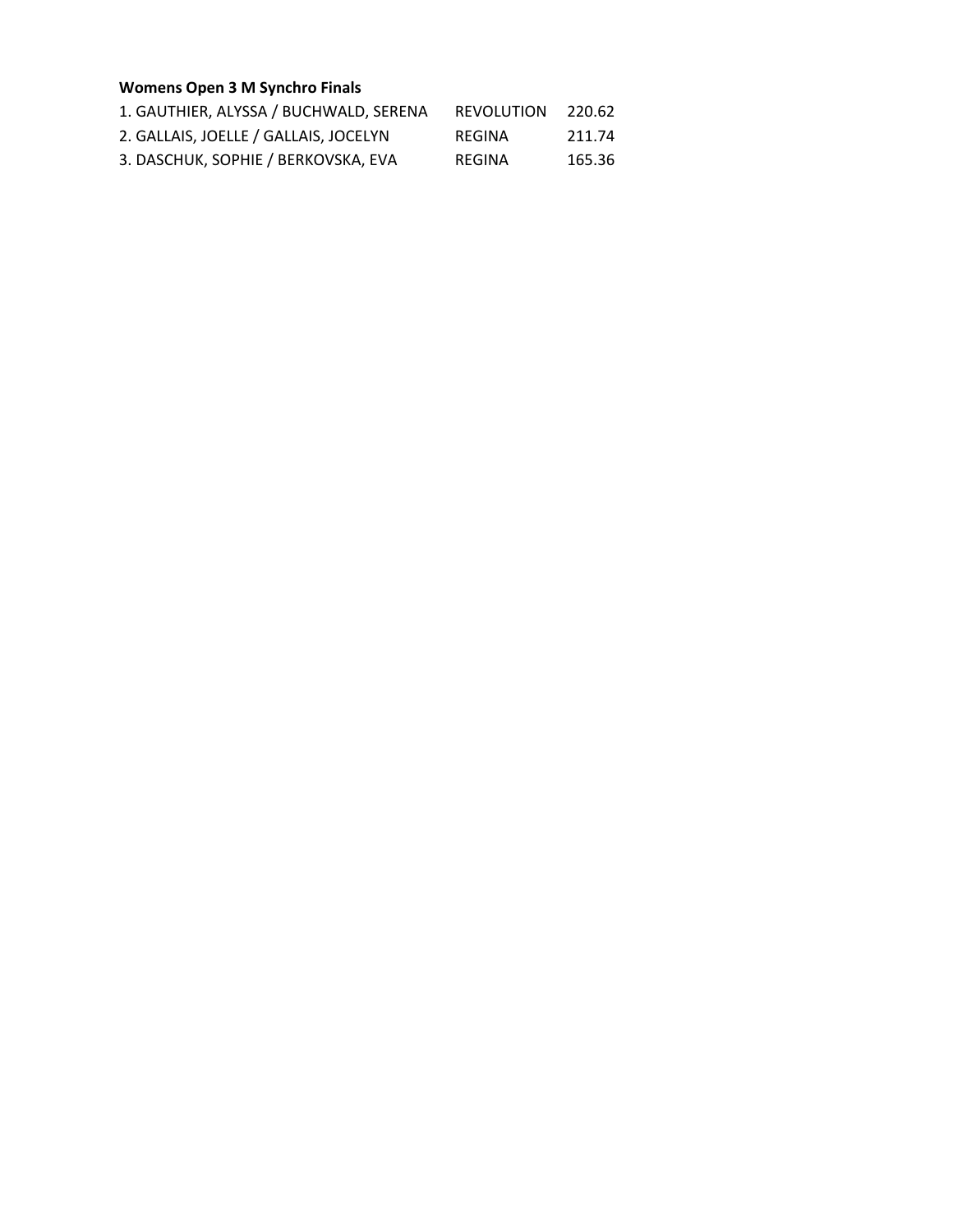**Womens Open 3 M Synchro Finals**

| | | |
|---|---|---|
| 1. GAUTHIER, ALYSSA / BUCHWALD, SERENA | REVOLUTION | 220.62 |
| 2. GALLAIS, JOELLE / GALLAIS, JOCELYN | REGINA | 211.74 |
| 3. DASCHUK, SOPHIE / BERKOVSKA, EVA | REGINA | 165.36 |